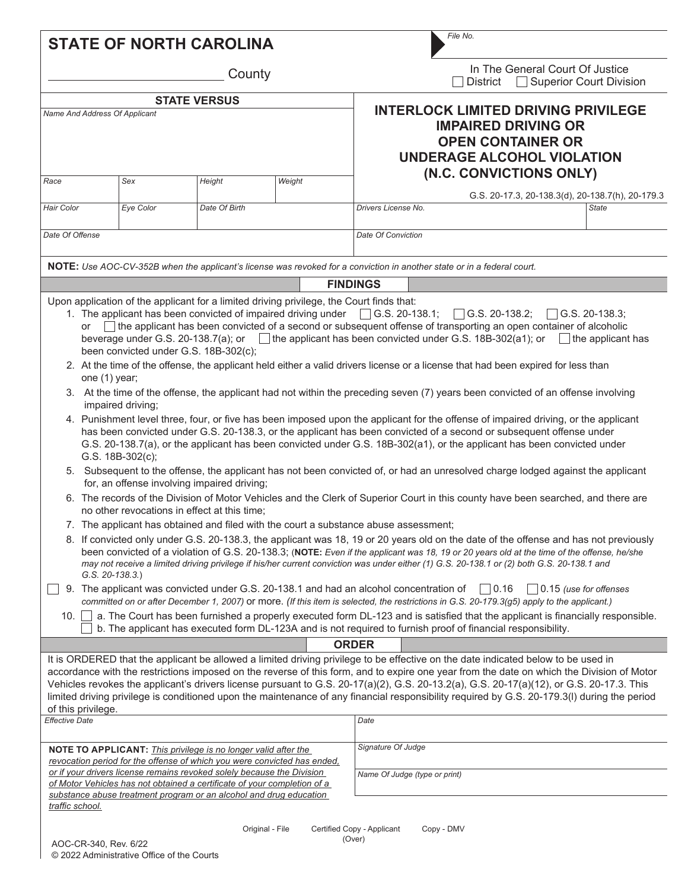# STATE OF NORTH CAROLINA

_______________ County

*File No.*

In The General Court Of Justice
☐ District ☐ Superior Court Division

**STATE VERSUS**

| *Name And Address Of Applicant* | | | |
|---|---|---|---|
| | | | |
| *Race* | *Sex* | *Height* | *Weight* |
| *Hair Color* | *Eye Color* | *Date Of Birth* | |
| *Date Of Offense* | | | |

## INTERLOCK LIMITED DRIVING PRIVILEGE IMPAIRED DRIVING OR OPEN CONTAINER OR UNDERAGE ALCOHOL VIOLATION (N.C. CONVICTIONS ONLY)

G.S. 20-17.3, 20-138.3(d), 20-138.7(h), 20-179.3

| *Drivers License No.* | *State* |
|---|---|
| | |
| *Date Of Conviction* | |

**NOTE:** *Use AOC-CV-352B when the applicant's license was revoked for a conviction in another state or in a federal court.*

## FINDINGS

Upon application of the applicant for a limited driving privilege, the Court finds that:

1. The applicant has been convicted of impaired driving under ☐ G.S. 20-138.1; ☐ G.S. 20-138.2; ☐ G.S. 20-138.3; or ☐ the applicant has been convicted of a second or subsequent offense of transporting an open container of alcoholic beverage under G.S. 20-138.7(a); or ☐ the applicant has been convicted under G.S. 18B-302(a1); or ☐ the applicant has been convicted under G.S. 18B-302(c);
2. At the time of the offense, the applicant held either a valid drivers license or a license that had been expired for less than one (1) year;
3. At the time of the offense, the applicant had not within the preceding seven (7) years been convicted of an offense involving impaired driving;
4. Punishment level three, four, or five has been imposed upon the applicant for the offense of impaired driving, or the applicant has been convicted under G.S. 20-138.3, or the applicant has been convicted of a second or subsequent offense under G.S. 20-138.7(a), or the applicant has been convicted under G.S. 18B-302(a1), or the applicant has been convicted under G.S. 18B-302(c);
5. Subsequent to the offense, the applicant has not been convicted of, or had an unresolved charge lodged against the applicant for, an offense involving impaired driving;
6. The records of the Division of Motor Vehicles and the Clerk of Superior Court in this county have been searched, and there are no other revocations in effect at this time;
7. The applicant has obtained and filed with the court a substance abuse assessment;
8. If convicted only under G.S. 20-138.3, the applicant was 18, 19 or 20 years old on the date of the offense and has not previously been convicted of a violation of G.S. 20-138.3; (**NOTE:** *Even if the applicant was 18, 19 or 20 years old at the time of the offense, he/she may not receive a limited driving privilege if his/her current conviction was under either (1) G.S. 20-138.1 or (2) both G.S. 20-138.1 and G.S. 20-138.3.*)

☐ 9. The applicant was convicted under G.S. 20-138.1 and had an alcohol concentration of ☐ 0.16 ☐ 0.15 *(use for offenses committed on or after December 1, 2007)* or more. *(If this item is selected, the restrictions in G.S. 20-179.3(g5) apply to the applicant.)*

10. ☐ a. The Court has been furnished a properly executed form DL-123 and is satisfied that the applicant is financially responsible.
☐ b. The applicant has executed form DL-123A and is not required to furnish proof of financial responsibility.

## ORDER

It is ORDERED that the applicant be allowed a limited driving privilege to be effective on the date indicated below to be used in accordance with the restrictions imposed on the reverse of this form, and to expire one year from the date on which the Division of Motor Vehicles revokes the applicant's drivers license pursuant to G.S. 20-17(a)(2), G.S. 20-13.2(a), G.S. 20-17(a)(12), or G.S. 20-17.3. This limited driving privilege is conditioned upon the maintenance of any financial responsibility required by G.S. 20-179.3(l) during the period of this privilege.

| *Effective Date* | *Date* |
|---|---|
| **NOTE TO APPLICANT:** *This privilege is no longer valid after the revocation period for the offense of which you were convicted has ended, or if your drivers license remains revoked solely because the Division of Motor Vehicles has not obtained a certificate of your completion of a substance abuse treatment program or an alcohol and drug education traffic school.* | *Signature Of Judge* |
| | *Name Of Judge (type or print)* |

Original - File Certified Copy - Applicant Copy - DMV

(Over)

AOC-CR-340, Rev. 6/22
© 2022 Administrative Office of the Courts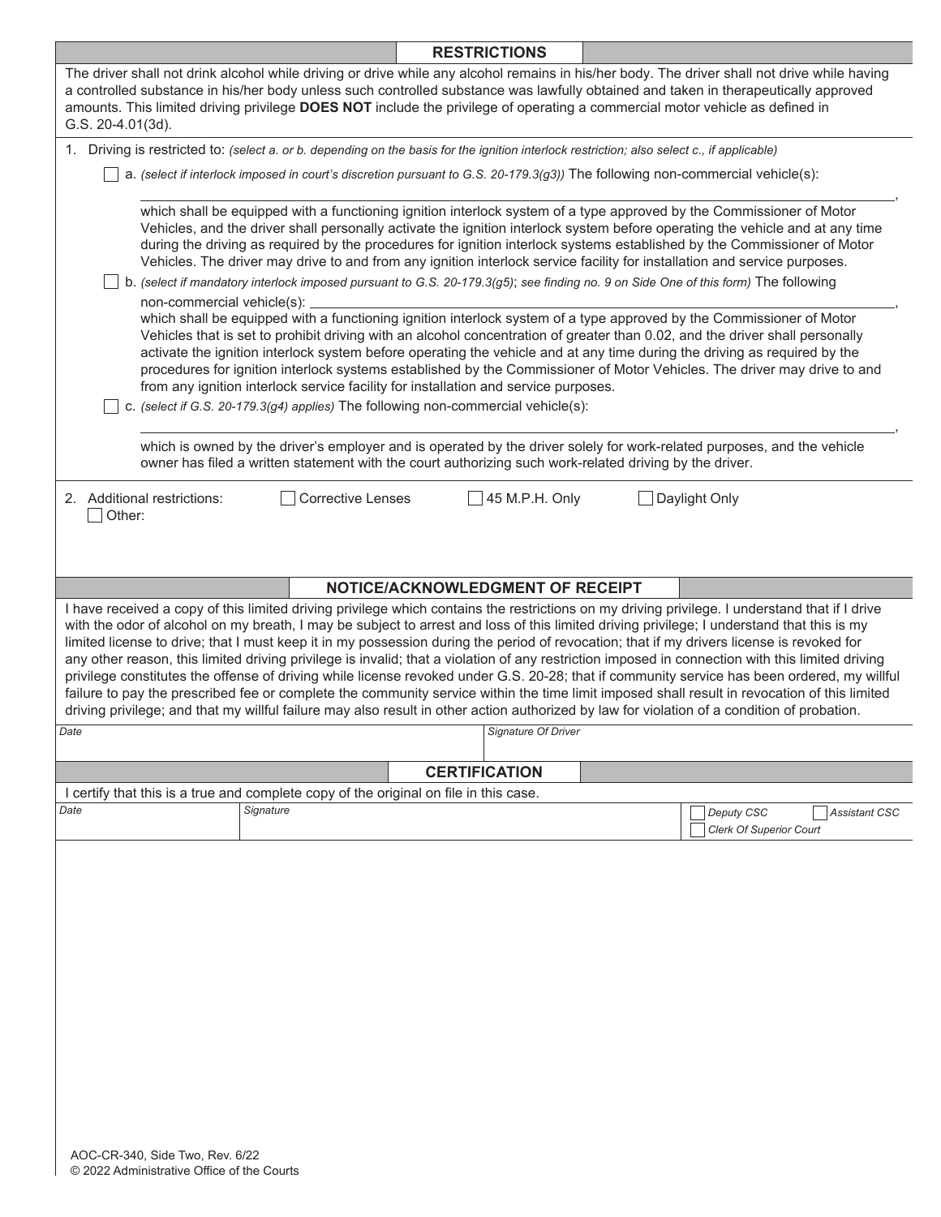## RESTRICTIONS

The driver shall not drink alcohol while driving or drive while any alcohol remains in his/her body. The driver shall not drive while having a controlled substance in his/her body unless such controlled substance was lawfully obtained and taken in therapeutically approved amounts. This limited driving privilege **DOES NOT** include the privilege of operating a commercial motor vehicle as defined in G.S. 20-4.01(3d).

1. Driving is restricted to: *(select a. or b. depending on the basis for the ignition interlock restriction; also select c., if applicable)*

   ☐ a. *(select if interlock imposed in court's discretion pursuant to G.S. 20-179.3(g3))* The following non-commercial vehicle(s):

   ______________________________________________________________________,

   which shall be equipped with a functioning ignition interlock system of a type approved by the Commissioner of Motor Vehicles, and the driver shall personally activate the ignition interlock system before operating the vehicle and at any time during the driving as required by the procedures for ignition interlock systems established by the Commissioner of Motor Vehicles. The driver may drive to and from any ignition interlock service facility for installation and service purposes.

   ☐ b. *(select if mandatory interlock imposed pursuant to G.S. 20-179.3(g5)*; *see finding no. 9 on Side One of this form)* The following non-commercial vehicle(s): ______________________________________________________________________,

   which shall be equipped with a functioning ignition interlock system of a type approved by the Commissioner of Motor Vehicles that is set to prohibit driving with an alcohol concentration of greater than 0.02, and the driver shall personally activate the ignition interlock system before operating the vehicle and at any time during the driving as required by the procedures for ignition interlock systems established by the Commissioner of Motor Vehicles. The driver may drive to and from any ignition interlock service facility for installation and service purposes.

   ☐ c. *(select if G.S. 20-179.3(g4) applies)* The following non-commercial vehicle(s):

   ______________________________________________________________________,

   which is owned by the driver's employer and is operated by the driver solely for work-related purposes, and the vehicle owner has filed a written statement with the court authorizing such work-related driving by the driver.

2. Additional restrictions: ☐ Corrective Lenses ☐ 45 M.P.H. Only ☐ Daylight Only
   ☐ Other:

## NOTICE/ACKNOWLEDGMENT OF RECEIPT

I have received a copy of this limited driving privilege which contains the restrictions on my driving privilege. I understand that if I drive with the odor of alcohol on my breath, I may be subject to arrest and loss of this limited driving privilege; I understand that this is my limited license to drive; that I must keep it in my possession during the period of revocation; that if my drivers license is revoked for any other reason, this limited driving privilege is invalid; that a violation of any restriction imposed in connection with this limited driving privilege constitutes the offense of driving while license revoked under G.S. 20-28; that if community service has been ordered, my willful failure to pay the prescribed fee or complete the community service within the time limit imposed shall result in revocation of this limited driving privilege; and that my willful failure may also result in other action authorized by law for violation of a condition of probation.

| Date | Signature Of Driver |
| --- | --- |
| | |

## CERTIFICATION

I certify that this is a true and complete copy of the original on file in this case.

| Date | Signature | ☐ Deputy CSC ☐ Assistant CSC ☐ Clerk Of Superior Court |
| --- | --- | --- |
| | | |

AOC-CR-340, Side Two, Rev. 6/22
© 2022 Administrative Office of the Courts